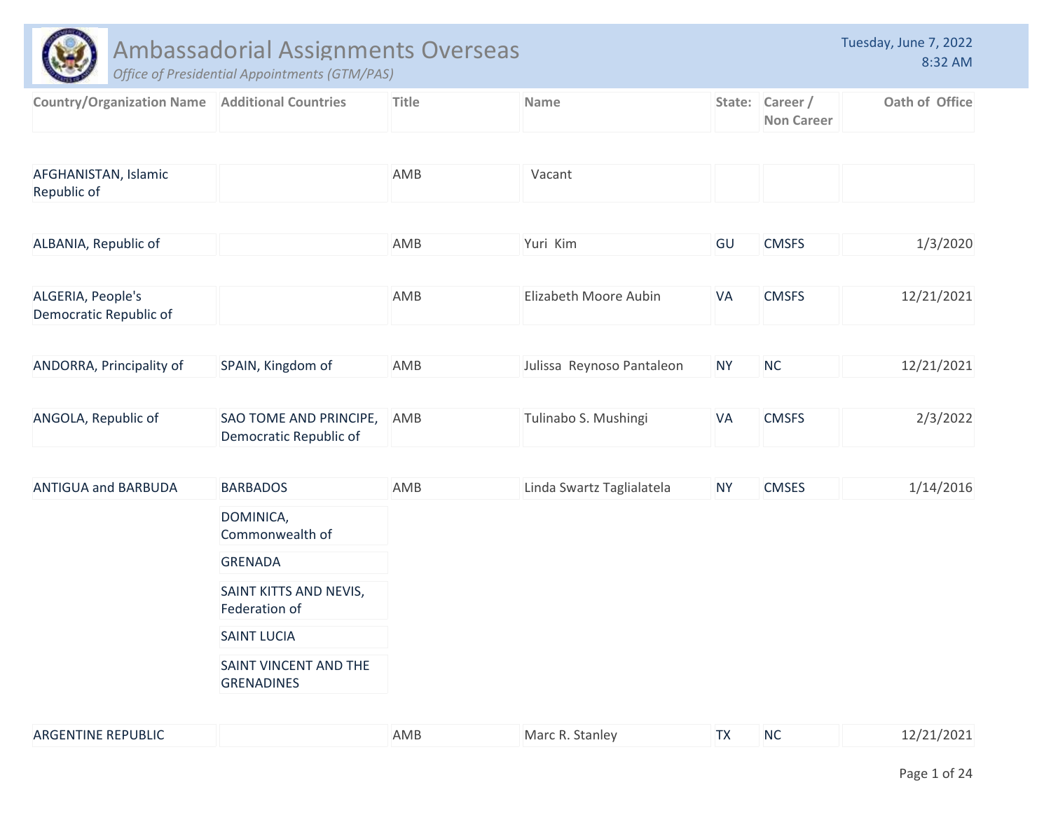# Ambassadorial Assignments Overseas

*Office of Presidential Appointments (GTM/PAS)*

Tuesday, June 7, 2022
8:32 AM

| Country/Organization Name | Additional Countries | Title | Name | State: | Career / Non Career | Oath of Office |
|---|---|---|---|---|---|---|
| AFGHANISTAN, Islamic Republic of | | AMB | Vacant | | | |
| ALBANIA, Republic of | | AMB | Yuri Kim | GU | CMSFS | 1/3/2020 |
| ALGERIA, People's Democratic Republic of | | AMB | Elizabeth Moore Aubin | VA | CMSFS | 12/21/2021 |
| ANDORRA, Principality of | SPAIN, Kingdom of | AMB | Julissa Reynoso Pantaleon | NY | NC | 12/21/2021 |
| ANGOLA, Republic of | SAO TOME AND PRINCIPE, Democratic Republic of | AMB | Tulinabo S. Mushingi | VA | CMSFS | 2/3/2022 |
| ANTIGUA and BARBUDA | BARBADOS | AMB | Linda Swartz Taglialatela | NY | CMSES | 1/14/2016 |
| | DOMINICA, Commonwealth of | | | | | |
| | GRENADA | | | | | |
| | SAINT KITTS AND NEVIS, Federation of | | | | | |
| | SAINT LUCIA | | | | | |
| | SAINT VINCENT AND THE GRENADINES | | | | | |
| ARGENTINE REPUBLIC | | AMB | Marc R. Stanley | TX | NC | 12/21/2021 |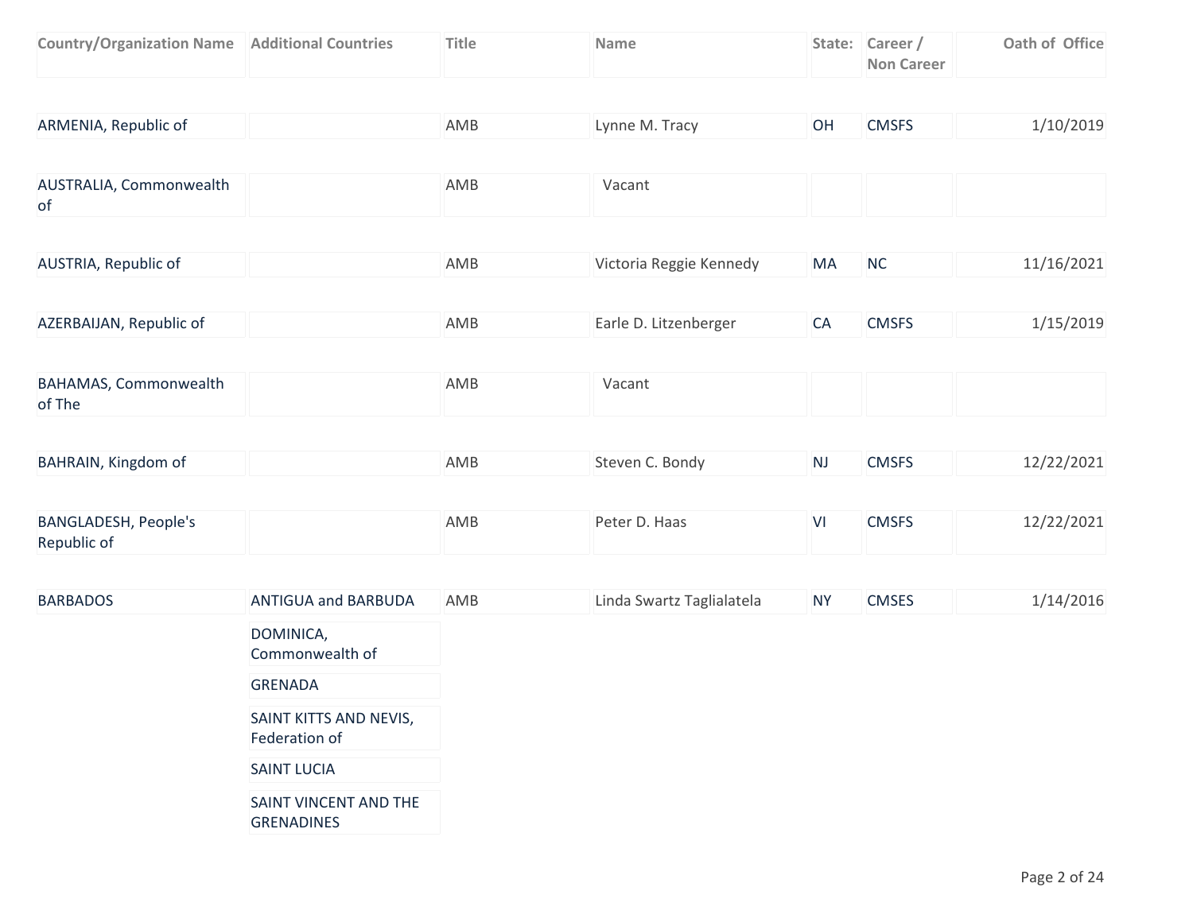| Country/Organization Name | Additional Countries | Title | Name | State: | Career / Non Career | Oath of Office |
|---|---|---|---|---|---|---|
| ARMENIA, Republic of | | AMB | Lynne M. Tracy | OH | CMSFS | 1/10/2019 |
| AUSTRALIA, Commonwealth of | | AMB | Vacant | | | |
| AUSTRIA, Republic of | | AMB | Victoria Reggie Kennedy | MA | NC | 11/16/2021 |
| AZERBAIJAN, Republic of | | AMB | Earle D. Litzenberger | CA | CMSFS | 1/15/2019 |
| BAHAMAS, Commonwealth of The | | AMB | Vacant | | | |
| BAHRAIN, Kingdom of | | AMB | Steven C. Bondy | NJ | CMSFS | 12/22/2021 |
| BANGLADESH, People's Republic of | | AMB | Peter D. Haas | VI | CMSFS | 12/22/2021 |
| BARBADOS | ANTIGUA and BARBUDA | AMB | Linda Swartz Taglialatela | NY | CMSES | 1/14/2016 |
| | DOMINICA, Commonwealth of | | | | | |
| | GRENADA | | | | | |
| | SAINT KITTS AND NEVIS, Federation of | | | | | |
| | SAINT LUCIA | | | | | |
| | SAINT VINCENT AND THE GRENADINES | | | | | |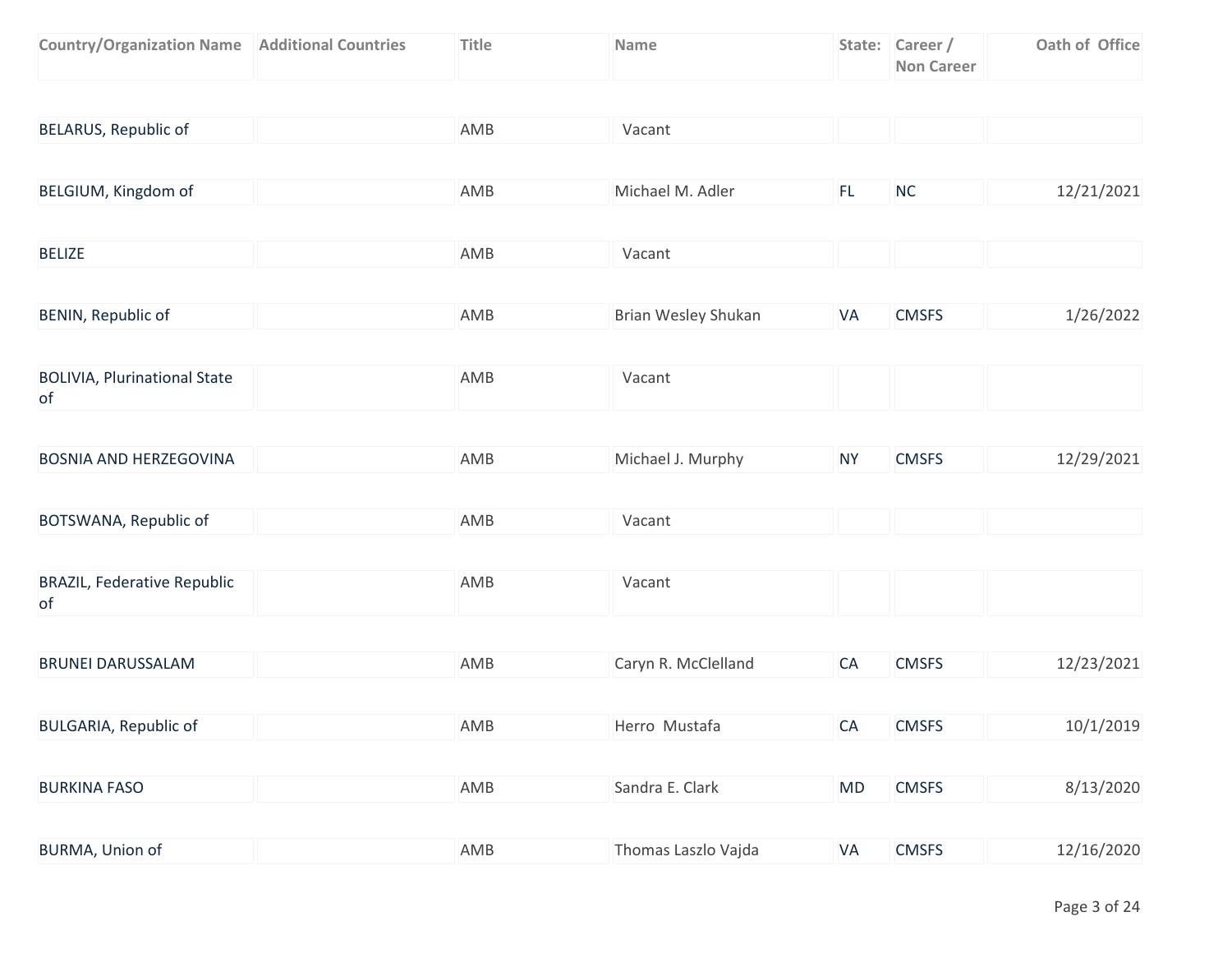| Country/Organization Name | Additional Countries | Title | Name | State: | Career / Non Career | Oath of Office |
|---|---|---|---|---|---|---|
| BELARUS, Republic of | | AMB | Vacant | | | |
| BELGIUM, Kingdom of | | AMB | Michael M. Adler | FL | NC | 12/21/2021 |
| BELIZE | | AMB | Vacant | | | |
| BENIN, Republic of | | AMB | Brian Wesley Shukan | VA | CMSFS | 1/26/2022 |
| BOLIVIA, Plurinational State of | | AMB | Vacant | | | |
| BOSNIA AND HERZEGOVINA | | AMB | Michael J. Murphy | NY | CMSFS | 12/29/2021 |
| BOTSWANA, Republic of | | AMB | Vacant | | | |
| BRAZIL, Federative Republic of | | AMB | Vacant | | | |
| BRUNEI DARUSSALAM | | AMB | Caryn R. McClelland | CA | CMSFS | 12/23/2021 |
| BULGARIA, Republic of | | AMB | Herro Mustafa | CA | CMSFS | 10/1/2019 |
| BURKINA FASO | | AMB | Sandra E. Clark | MD | CMSFS | 8/13/2020 |
| BURMA, Union of | | AMB | Thomas Laszlo Vajda | VA | CMSFS | 12/16/2020 |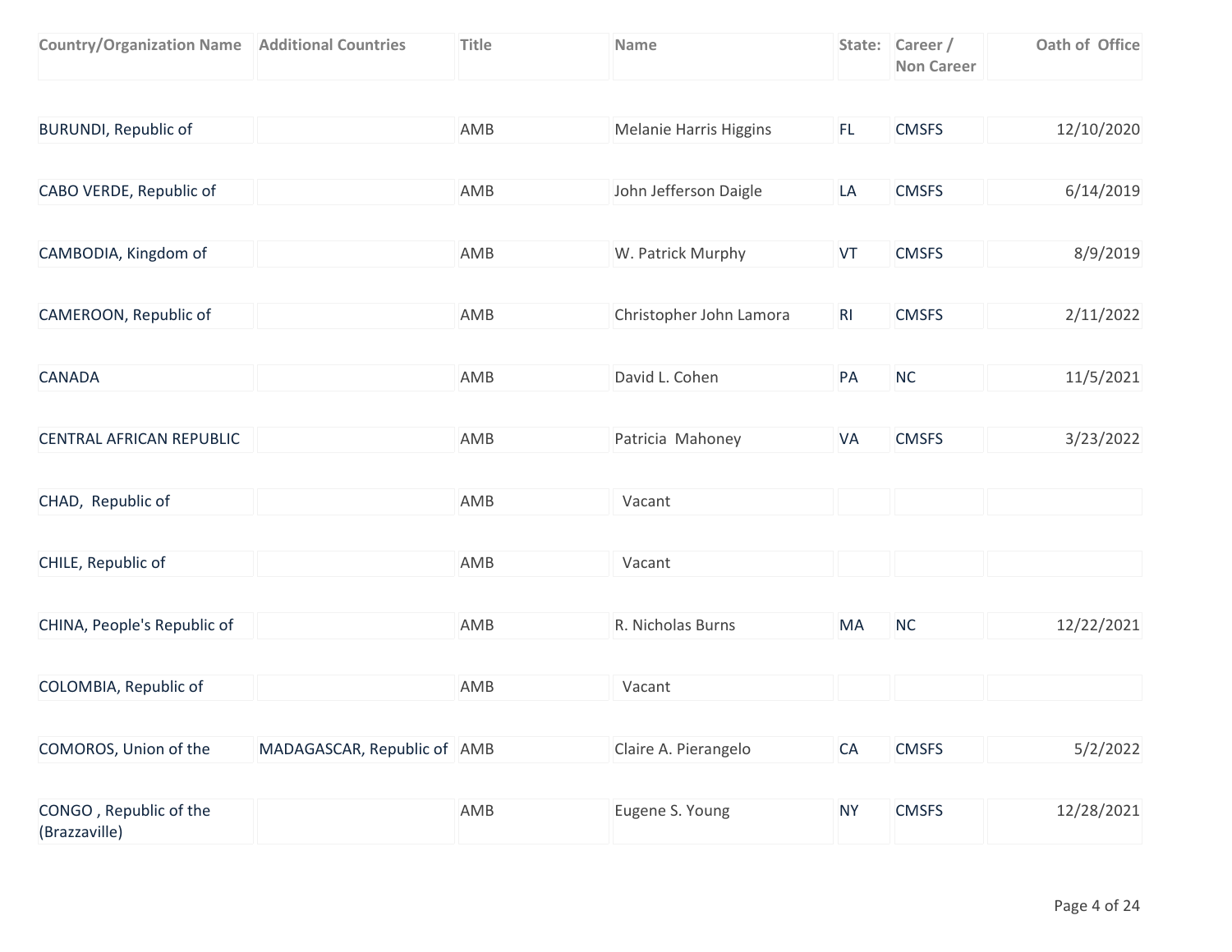| Country/Organization Name | Additional Countries | Title | Name | State: | Career / Non Career | Oath of Office |
|---|---|---|---|---|---|---|
| BURUNDI, Republic of | | AMB | Melanie Harris Higgins | FL | CMSFS | 12/10/2020 |
| CABO VERDE, Republic of | | AMB | John Jefferson Daigle | LA | CMSFS | 6/14/2019 |
| CAMBODIA, Kingdom of | | AMB | W. Patrick Murphy | VT | CMSFS | 8/9/2019 |
| CAMEROON, Republic of | | AMB | Christopher John Lamora | RI | CMSFS | 2/11/2022 |
| CANADA | | AMB | David L. Cohen | PA | NC | 11/5/2021 |
| CENTRAL AFRICAN REPUBLIC | | AMB | Patricia Mahoney | VA | CMSFS | 3/23/2022 |
| CHAD, Republic of | | AMB | Vacant | | | |
| CHILE, Republic of | | AMB | Vacant | | | |
| CHINA, People's Republic of | | AMB | R. Nicholas Burns | MA | NC | 12/22/2021 |
| COLOMBIA, Republic of | | AMB | Vacant | | | |
| COMOROS, Union of the | MADAGASCAR, Republic of | AMB | Claire A. Pierangelo | CA | CMSFS | 5/2/2022 |
| CONGO , Republic of the (Brazzaville) | | AMB | Eugene S. Young | NY | CMSFS | 12/28/2021 |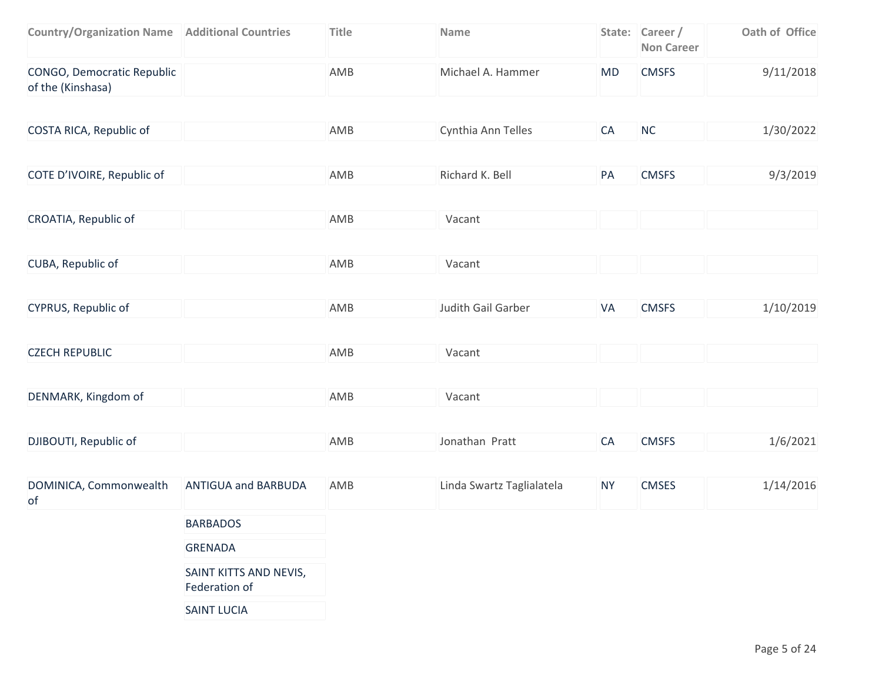| Country/Organization Name | Additional Countries | Title | Name | State: | Career / Non Career | Oath of Office |
|---|---|---|---|---|---|---|
| CONGO, Democratic Republic of the (Kinshasa) | | AMB | Michael A. Hammer | MD | CMSFS | 9/11/2018 |
| COSTA RICA, Republic of | | AMB | Cynthia Ann Telles | CA | NC | 1/30/2022 |
| COTE D'IVOIRE, Republic of | | AMB | Richard K. Bell | PA | CMSFS | 9/3/2019 |
| CROATIA, Republic of | | AMB | Vacant | | | |
| CUBA, Republic of | | AMB | Vacant | | | |
| CYPRUS, Republic of | | AMB | Judith Gail Garber | VA | CMSFS | 1/10/2019 |
| CZECH REPUBLIC | | AMB | Vacant | | | |
| DENMARK, Kingdom of | | AMB | Vacant | | | |
| DJIBOUTI, Republic of | | AMB | Jonathan Pratt | CA | CMSFS | 1/6/2021 |
| DOMINICA, Commonwealth of | ANTIGUA and BARBUDA | AMB | Linda Swartz Taglialatela | NY | CMSES | 1/14/2016 |
| | BARBADOS | | | | | |
| | GRENADA | | | | | |
| | SAINT KITTS AND NEVIS, Federation of | | | | | |
| | SAINT LUCIA | | | | | |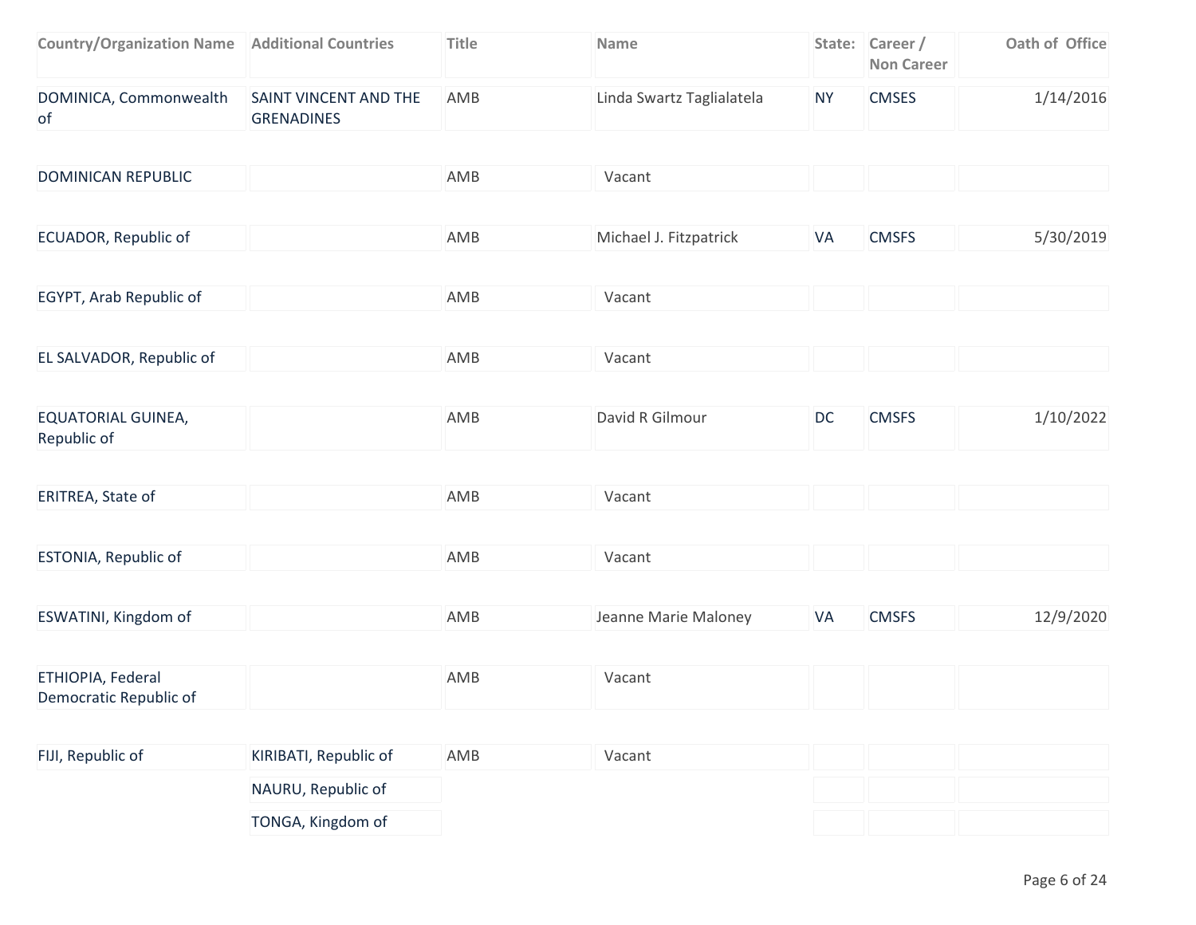| Country/Organization Name | Additional Countries | Title | Name | State: | Career / Non Career | Oath of Office |
|---|---|---|---|---|---|---|
| DOMINICA, Commonwealth of | SAINT VINCENT AND THE GRENADINES | AMB | Linda Swartz Taglialatela | NY | CMSES | 1/14/2016 |
| DOMINICAN REPUBLIC | | AMB | Vacant | | | |
| ECUADOR, Republic of | | AMB | Michael J. Fitzpatrick | VA | CMSFS | 5/30/2019 |
| EGYPT, Arab Republic of | | AMB | Vacant | | | |
| EL SALVADOR, Republic of | | AMB | Vacant | | | |
| EQUATORIAL GUINEA, Republic of | | AMB | David R Gilmour | DC | CMSFS | 1/10/2022 |
| ERITREA, State of | | AMB | Vacant | | | |
| ESTONIA, Republic of | | AMB | Vacant | | | |
| ESWATINI, Kingdom of | | AMB | Jeanne Marie Maloney | VA | CMSFS | 12/9/2020 |
| ETHIOPIA, Federal Democratic Republic of | | AMB | Vacant | | | |
| FIJI, Republic of | KIRIBATI, Republic of | AMB | Vacant | | | |
| | NAURU, Republic of | | | | | |
| | TONGA, Kingdom of | | | | | |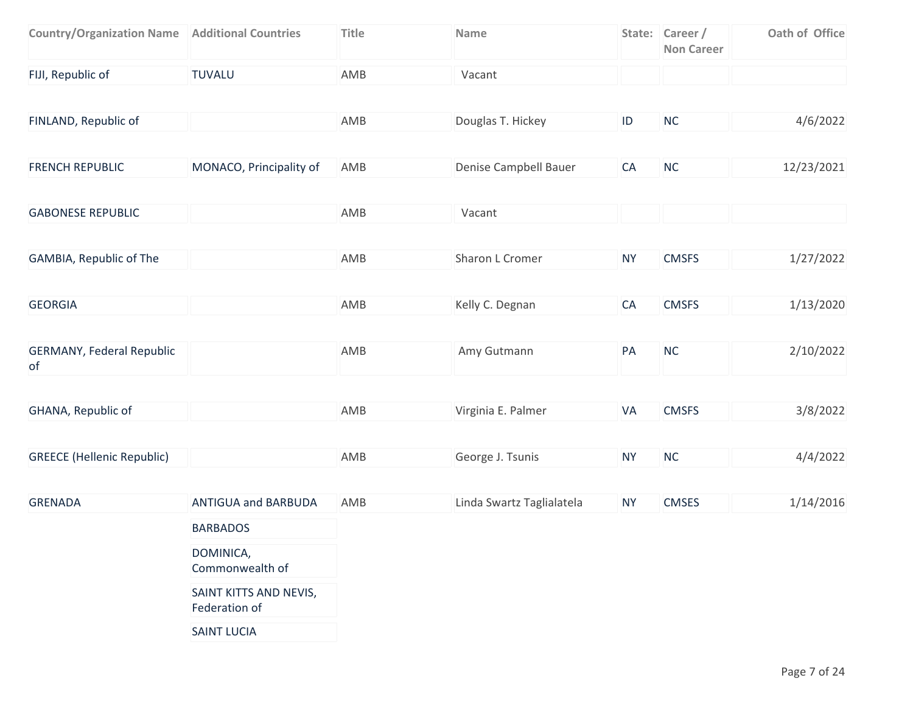| Country/Organization Name | Additional Countries | Title | Name | State: | Career / Non Career | Oath of Office |
| --- | --- | --- | --- | --- | --- | --- |
| FIJI, Republic of | TUVALU | AMB | Vacant | | | |
| FINLAND, Republic of | | AMB | Douglas T. Hickey | ID | NC | 4/6/2022 |
| FRENCH REPUBLIC | MONACO, Principality of | AMB | Denise Campbell Bauer | CA | NC | 12/23/2021 |
| GABONESE REPUBLIC | | AMB | Vacant | | | |
| GAMBIA, Republic of The | | AMB | Sharon L Cromer | NY | CMSFS | 1/27/2022 |
| GEORGIA | | AMB | Kelly C. Degnan | CA | CMSFS | 1/13/2020 |
| GERMANY, Federal Republic of | | AMB | Amy Gutmann | PA | NC | 2/10/2022 |
| GHANA, Republic of | | AMB | Virginia E. Palmer | VA | CMSFS | 3/8/2022 |
| GREECE (Hellenic Republic) | | AMB | George J. Tsunis | NY | NC | 4/4/2022 |
| GRENADA | ANTIGUA and BARBUDA | AMB | Linda Swartz Taglialatela | NY | CMSES | 1/14/2016 |
| | BARBADOS | | | | | |
| | DOMINICA, Commonwealth of | | | | | |
| | SAINT KITTS AND NEVIS, Federation of | | | | | |
| | SAINT LUCIA | | | | | |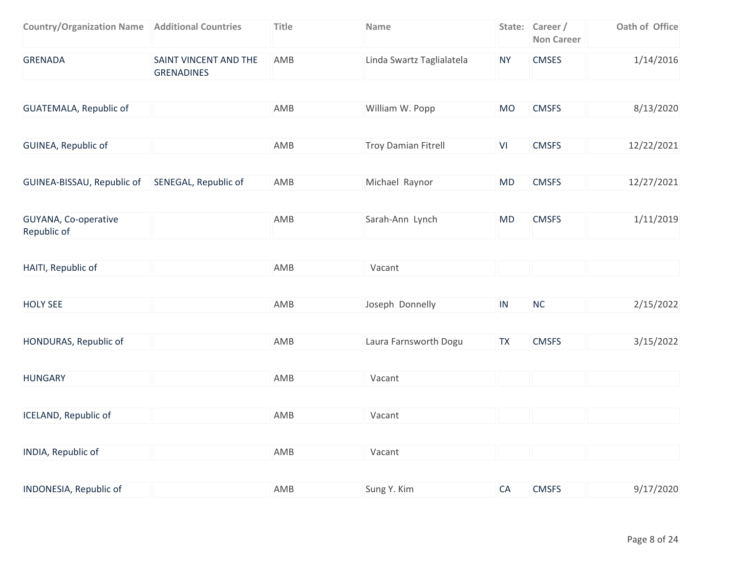| Country/Organization Name | Additional Countries | Title | Name | State: | Career / Non Career | Oath of Office |
|---|---|---|---|---|---|---|
| GRENADA | SAINT VINCENT AND THE GRENADINES | AMB | Linda Swartz Taglialatela | NY | CMSES | 1/14/2016 |
| GUATEMALA, Republic of | | AMB | William W. Popp | MO | CMSFS | 8/13/2020 |
| GUINEA, Republic of | | AMB | Troy Damian Fitrell | VI | CMSFS | 12/22/2021 |
| GUINEA-BISSAU, Republic of | SENEGAL, Republic of | AMB | Michael Raynor | MD | CMSFS | 12/27/2021 |
| GUYANA, Co-operative Republic of | | AMB | Sarah-Ann Lynch | MD | CMSFS | 1/11/2019 |
| HAITI, Republic of | | AMB | Vacant | | | |
| HOLY SEE | | AMB | Joseph Donnelly | IN | NC | 2/15/2022 |
| HONDURAS, Republic of | | AMB | Laura Farnsworth Dogu | TX | CMSFS | 3/15/2022 |
| HUNGARY | | AMB | Vacant | | | |
| ICELAND, Republic of | | AMB | Vacant | | | |
| INDIA, Republic of | | AMB | Vacant | | | |
| INDONESIA, Republic of | | AMB | Sung Y. Kim | CA | CMSFS | 9/17/2020 |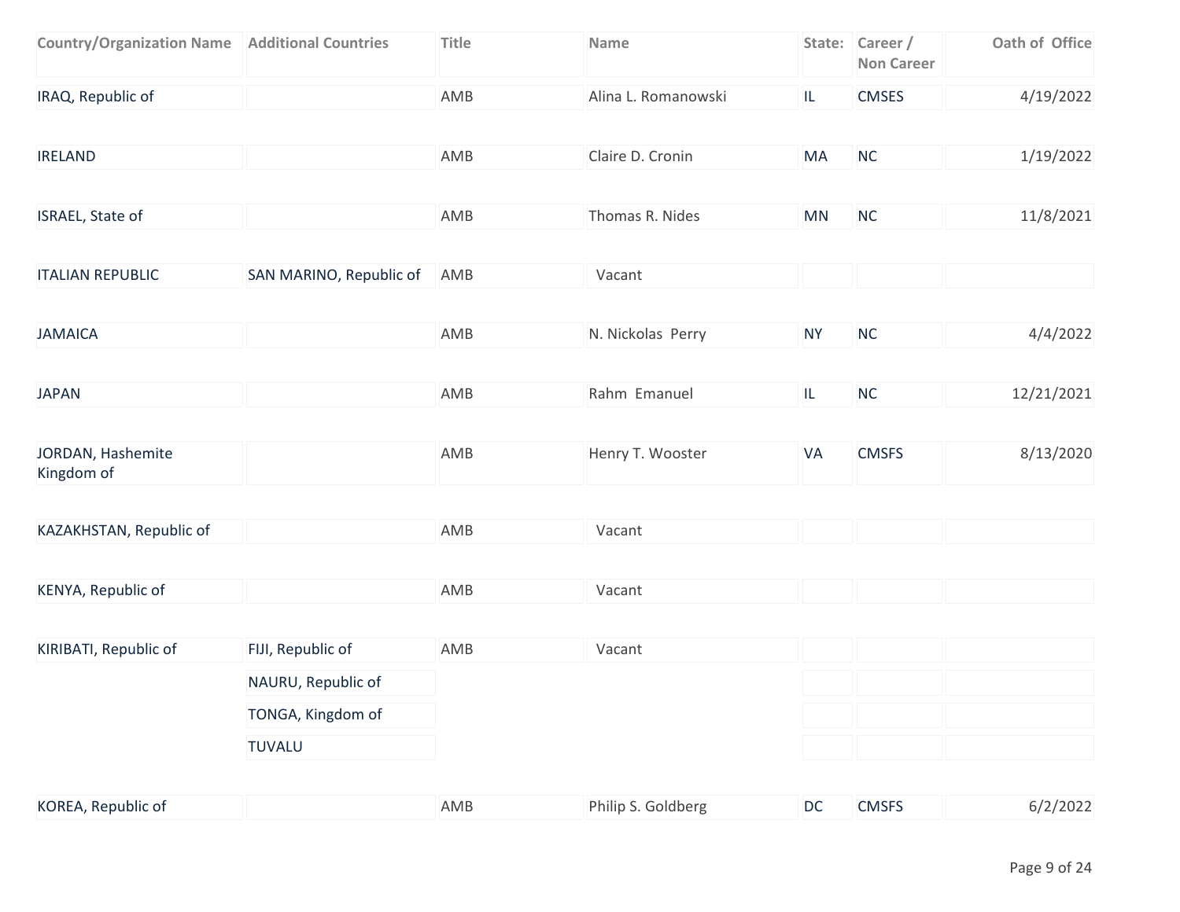| Country/Organization Name | Additional Countries | Title | Name | State: | Career / Non Career | Oath of Office |
|---|---|---|---|---|---|---|
| IRAQ, Republic of | | AMB | Alina L. Romanowski | IL | CMSES | 4/19/2022 |
| IRELAND | | AMB | Claire D. Cronin | MA | NC | 1/19/2022 |
| ISRAEL, State of | | AMB | Thomas R. Nides | MN | NC | 11/8/2021 |
| ITALIAN REPUBLIC | SAN MARINO, Republic of | AMB | Vacant | | | |
| JAMAICA | | AMB | N. Nickolas Perry | NY | NC | 4/4/2022 |
| JAPAN | | AMB | Rahm Emanuel | IL | NC | 12/21/2021 |
| JORDAN, Hashemite Kingdom of | | AMB | Henry T. Wooster | VA | CMSFS | 8/13/2020 |
| KAZAKHSTAN, Republic of | | AMB | Vacant | | | |
| KENYA, Republic of | | AMB | Vacant | | | |
| KIRIBATI, Republic of | FIJI, Republic of | AMB | Vacant | | | |
| | NAURU, Republic of | | | | | |
| | TONGA, Kingdom of | | | | | |
| | TUVALU | | | | | |
| KOREA, Republic of | | AMB | Philip S. Goldberg | DC | CMSFS | 6/2/2022 |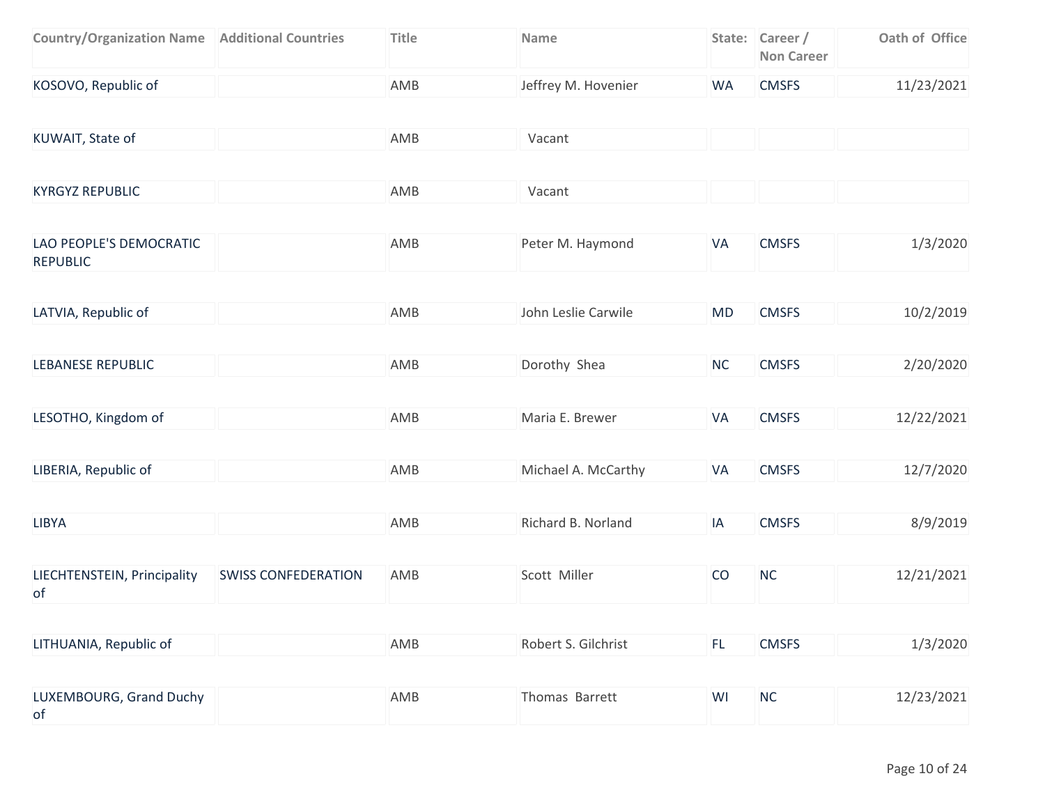| Country/Organization Name | Additional Countries | Title | Name | State: | Career / Non Career | Oath of Office |
|---|---|---|---|---|---|---|
| KOSOVO, Republic of | | AMB | Jeffrey M. Hovenier | WA | CMSFS | 11/23/2021 |
| KUWAIT, State of | | AMB | Vacant | | | |
| KYRGYZ REPUBLIC | | AMB | Vacant | | | |
| LAO PEOPLE'S DEMOCRATIC REPUBLIC | | AMB | Peter M. Haymond | VA | CMSFS | 1/3/2020 |
| LATVIA, Republic of | | AMB | John Leslie Carwile | MD | CMSFS | 10/2/2019 |
| LEBANESE REPUBLIC | | AMB | Dorothy Shea | NC | CMSFS | 2/20/2020 |
| LESOTHO, Kingdom of | | AMB | Maria E. Brewer | VA | CMSFS | 12/22/2021 |
| LIBERIA, Republic of | | AMB | Michael A. McCarthy | VA | CMSFS | 12/7/2020 |
| LIBYA | | AMB | Richard B. Norland | IA | CMSFS | 8/9/2019 |
| LIECHTENSTEIN, Principality of | SWISS CONFEDERATION | AMB | Scott Miller | CO | NC | 12/21/2021 |
| LITHUANIA, Republic of | | AMB | Robert S. Gilchrist | FL | CMSFS | 1/3/2020 |
| LUXEMBOURG, Grand Duchy of | | AMB | Thomas Barrett | WI | NC | 12/23/2021 |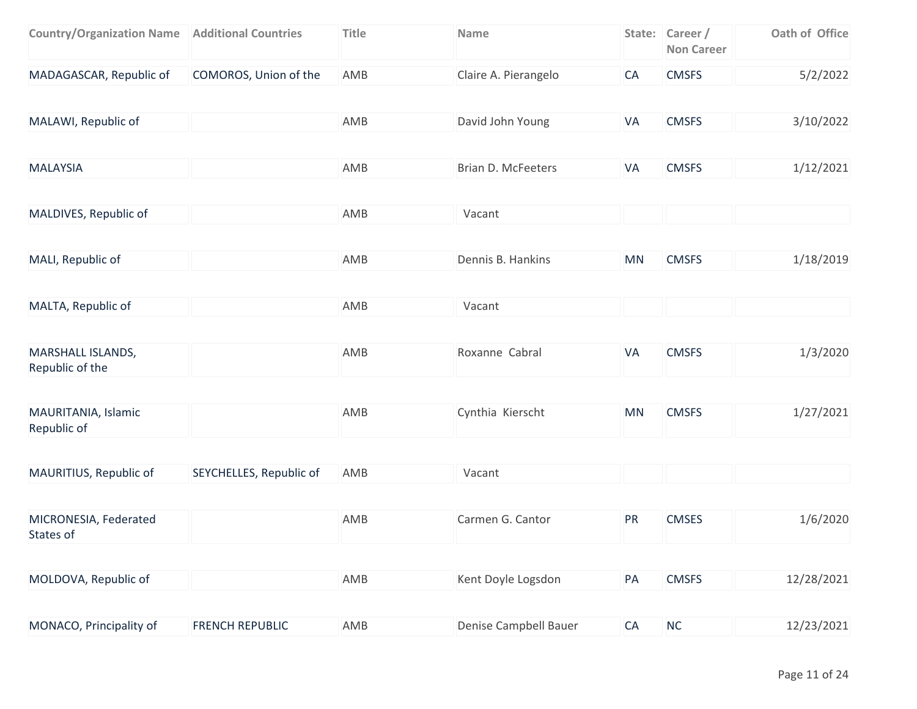| Country/Organization Name | Additional Countries | Title | Name | State: | Career / Non Career | Oath of Office |
|---|---|---|---|---|---|---|
| MADAGASCAR, Republic of | COMOROS, Union of the | AMB | Claire A. Pierangelo | CA | CMSFS | 5/2/2022 |
| MALAWI, Republic of | | AMB | David John Young | VA | CMSFS | 3/10/2022 |
| MALAYSIA | | AMB | Brian D. McFeeters | VA | CMSFS | 1/12/2021 |
| MALDIVES, Republic of | | AMB | Vacant | | | |
| MALI, Republic of | | AMB | Dennis B. Hankins | MN | CMSFS | 1/18/2019 |
| MALTA, Republic of | | AMB | Vacant | | | |
| MARSHALL ISLANDS, Republic of the | | AMB | Roxanne Cabral | VA | CMSFS | 1/3/2020 |
| MAURITANIA, Islamic Republic of | | AMB | Cynthia Kierscht | MN | CMSFS | 1/27/2021 |
| MAURITIUS, Republic of | SEYCHELLES, Republic of | AMB | Vacant | | | |
| MICRONESIA, Federated States of | | AMB | Carmen G. Cantor | PR | CMSES | 1/6/2020 |
| MOLDOVA, Republic of | | AMB | Kent Doyle Logsdon | PA | CMSFS | 12/28/2021 |
| MONACO, Principality of | FRENCH REPUBLIC | AMB | Denise Campbell Bauer | CA | NC | 12/23/2021 |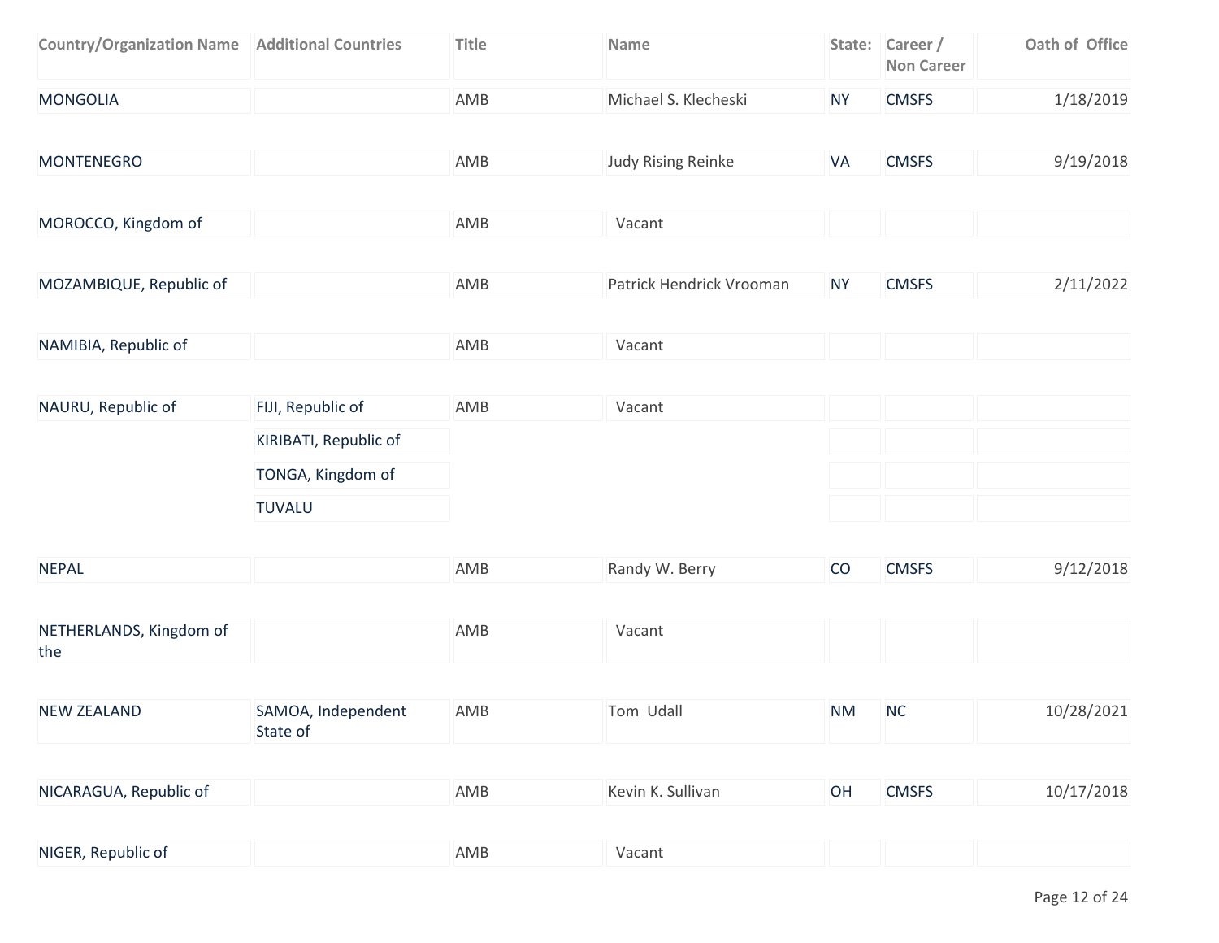| Country/Organization Name | Additional Countries | Title | Name | State: | Career / Non Career | Oath of Office |
|---|---|---|---|---|---|---|
| MONGOLIA | | AMB | Michael S. Klecheski | NY | CMSFS | 1/18/2019 |
| MONTENEGRO | | AMB | Judy Rising Reinke | VA | CMSFS | 9/19/2018 |
| MOROCCO, Kingdom of | | AMB | Vacant | | | |
| MOZAMBIQUE, Republic of | | AMB | Patrick Hendrick Vrooman | NY | CMSFS | 2/11/2022 |
| NAMIBIA, Republic of | | AMB | Vacant | | | |
| NAURU, Republic of | FIJI, Republic of | AMB | Vacant | | | |
| | KIRIBATI, Republic of | | | | | |
| | TONGA, Kingdom of | | | | | |
| | TUVALU | | | | | |
| NEPAL | | AMB | Randy W. Berry | CO | CMSFS | 9/12/2018 |
| NETHERLANDS, Kingdom of the | | AMB | Vacant | | | |
| NEW ZEALAND | SAMOA, Independent State of | AMB | Tom Udall | NM | NC | 10/28/2021 |
| NICARAGUA, Republic of | | AMB | Kevin K. Sullivan | OH | CMSFS | 10/17/2018 |
| NIGER, Republic of | | AMB | Vacant | | | |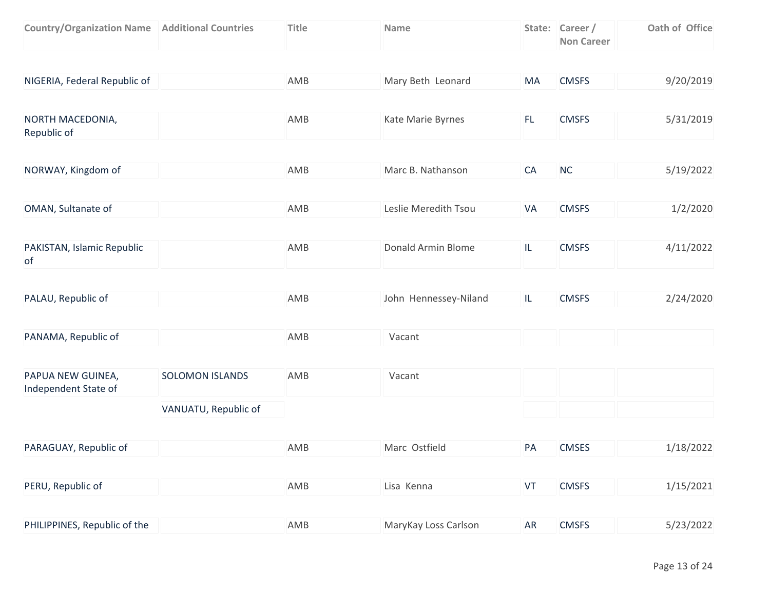| Country/Organization Name | Additional Countries | Title | Name | State: | Career / Non Career | Oath of Office |
| --- | --- | --- | --- | --- | --- | --- |
| NIGERIA, Federal Republic of | | AMB | Mary Beth Leonard | MA | CMSFS | 9/20/2019 |
| NORTH MACEDONIA, Republic of | | AMB | Kate Marie Byrnes | FL | CMSFS | 5/31/2019 |
| NORWAY, Kingdom of | | AMB | Marc B. Nathanson | CA | NC | 5/19/2022 |
| OMAN, Sultanate of | | AMB | Leslie Meredith Tsou | VA | CMSFS | 1/2/2020 |
| PAKISTAN, Islamic Republic of | | AMB | Donald Armin Blome | IL | CMSFS | 4/11/2022 |
| PALAU, Republic of | | AMB | John Hennessey-Niland | IL | CMSFS | 2/24/2020 |
| PANAMA, Republic of | | AMB | Vacant | | | |
| PAPUA NEW GUINEA, Independent State of | SOLOMON ISLANDS | AMB | Vacant | | | |
| | VANUATU, Republic of | | | | | |
| PARAGUAY, Republic of | | AMB | Marc Ostfield | PA | CMSES | 1/18/2022 |
| PERU, Republic of | | AMB | Lisa Kenna | VT | CMSFS | 1/15/2021 |
| PHILIPPINES, Republic of the | | AMB | MaryKay Loss Carlson | AR | CMSFS | 5/23/2022 |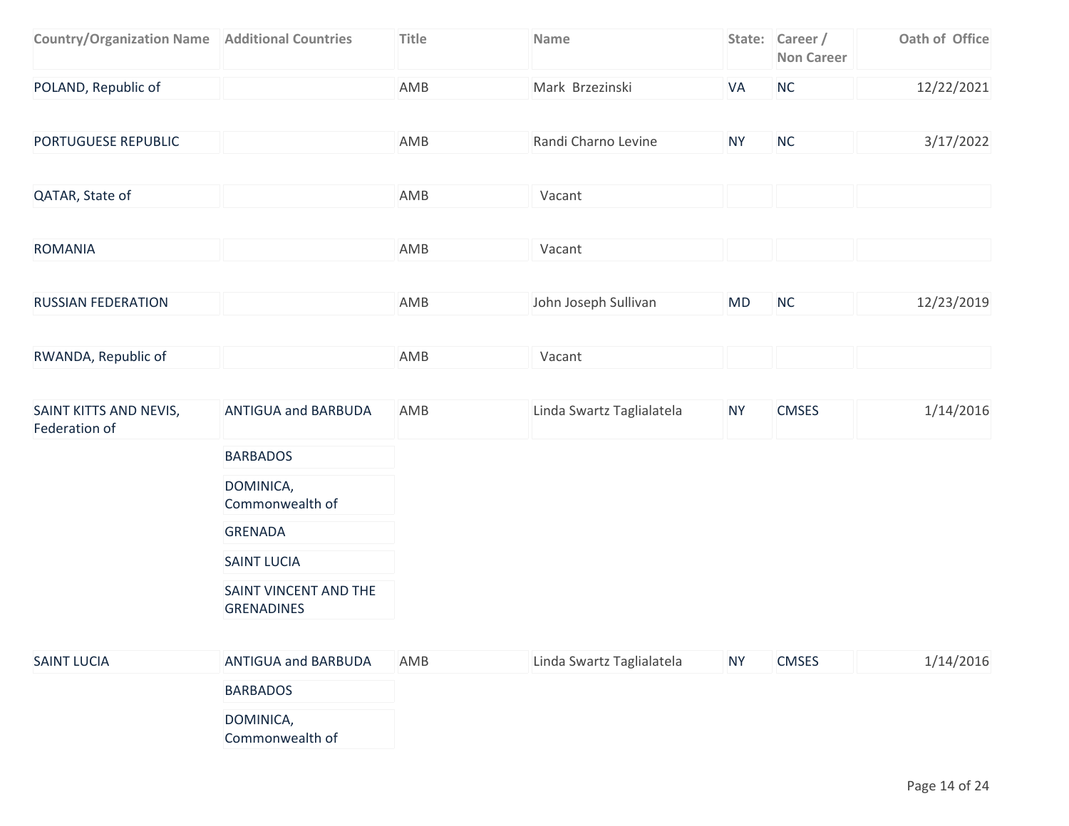| Country/Organization Name | Additional Countries | Title | Name | State: | Career / Non Career | Oath of Office |
|---|---|---|---|---|---|---|
| POLAND, Republic of | | AMB | Mark Brzezinski | VA | NC | 12/22/2021 |
| PORTUGUESE REPUBLIC | | AMB | Randi Charno Levine | NY | NC | 3/17/2022 |
| QATAR, State of | | AMB | Vacant | | | |
| ROMANIA | | AMB | Vacant | | | |
| RUSSIAN FEDERATION | | AMB | John Joseph Sullivan | MD | NC | 12/23/2019 |
| RWANDA, Republic of | | AMB | Vacant | | | |
| SAINT KITTS AND NEVIS, Federation of | ANTIGUA and BARBUDA | AMB | Linda Swartz Taglialatela | NY | CMSES | 1/14/2016 |
| | BARBADOS | | | | | |
| | DOMINICA, Commonwealth of | | | | | |
| | GRENADA | | | | | |
| | SAINT LUCIA | | | | | |
| | SAINT VINCENT AND THE GRENADINES | | | | | |
| SAINT LUCIA | ANTIGUA and BARBUDA | AMB | Linda Swartz Taglialatela | NY | CMSES | 1/14/2016 |
| | BARBADOS | | | | | |
| | DOMINICA, Commonwealth of | | | | | |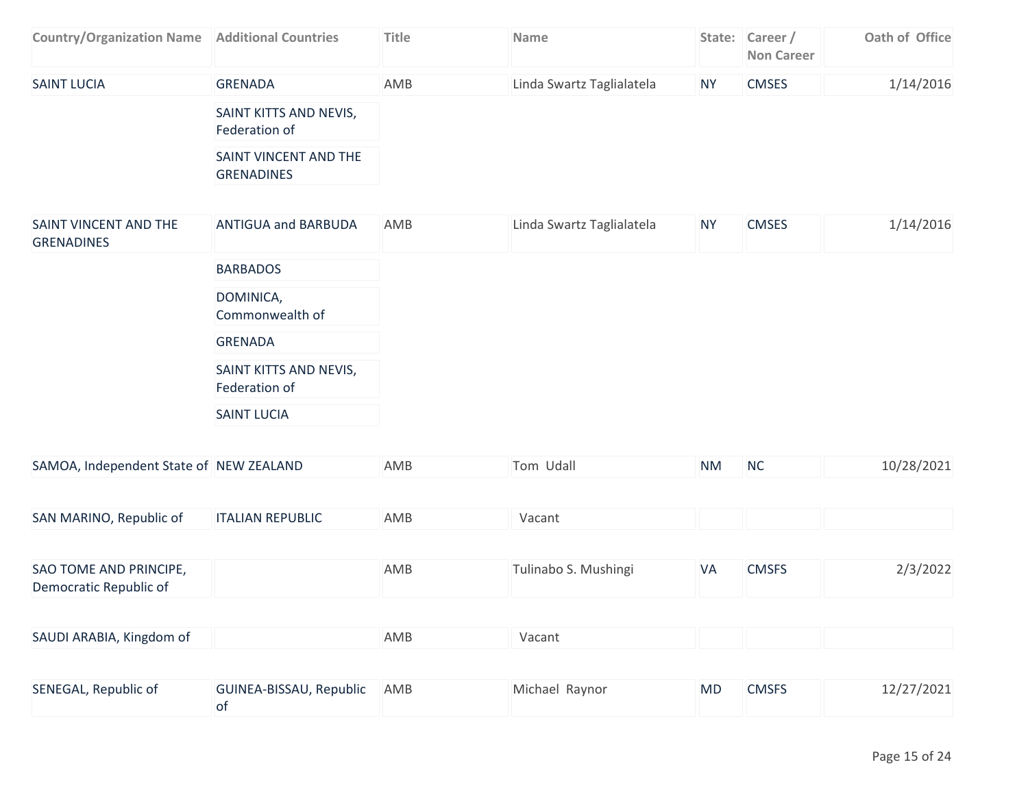| Country/Organization Name | Additional Countries | Title | Name | State: | Career / Non Career | Oath of Office |
|---|---|---|---|---|---|---|
| SAINT LUCIA | GRENADA | AMB | Linda Swartz Taglialatela | NY | CMSES | 1/14/2016 |
| | SAINT KITTS AND NEVIS, Federation of | | | | | |
| | SAINT VINCENT AND THE GRENADINES | | | | | |
| SAINT VINCENT AND THE GRENADINES | ANTIGUA and BARBUDA | AMB | Linda Swartz Taglialatela | NY | CMSES | 1/14/2016 |
| | BARBADOS | | | | | |
| | DOMINICA, Commonwealth of | | | | | |
| | GRENADA | | | | | |
| | SAINT KITTS AND NEVIS, Federation of | | | | | |
| | SAINT LUCIA | | | | | |
| SAMOA, Independent State of | NEW ZEALAND | AMB | Tom Udall | NM | NC | 10/28/2021 |
| SAN MARINO, Republic of | ITALIAN REPUBLIC | AMB | Vacant | | | |
| SAO TOME AND PRINCIPE, Democratic Republic of | | AMB | Tulinabo S. Mushingi | VA | CMSFS | 2/3/2022 |
| SAUDI ARABIA, Kingdom of | | AMB | Vacant | | | |
| SENEGAL, Republic of | GUINEA-BISSAU, Republic of | AMB | Michael Raynor | MD | CMSFS | 12/27/2021 |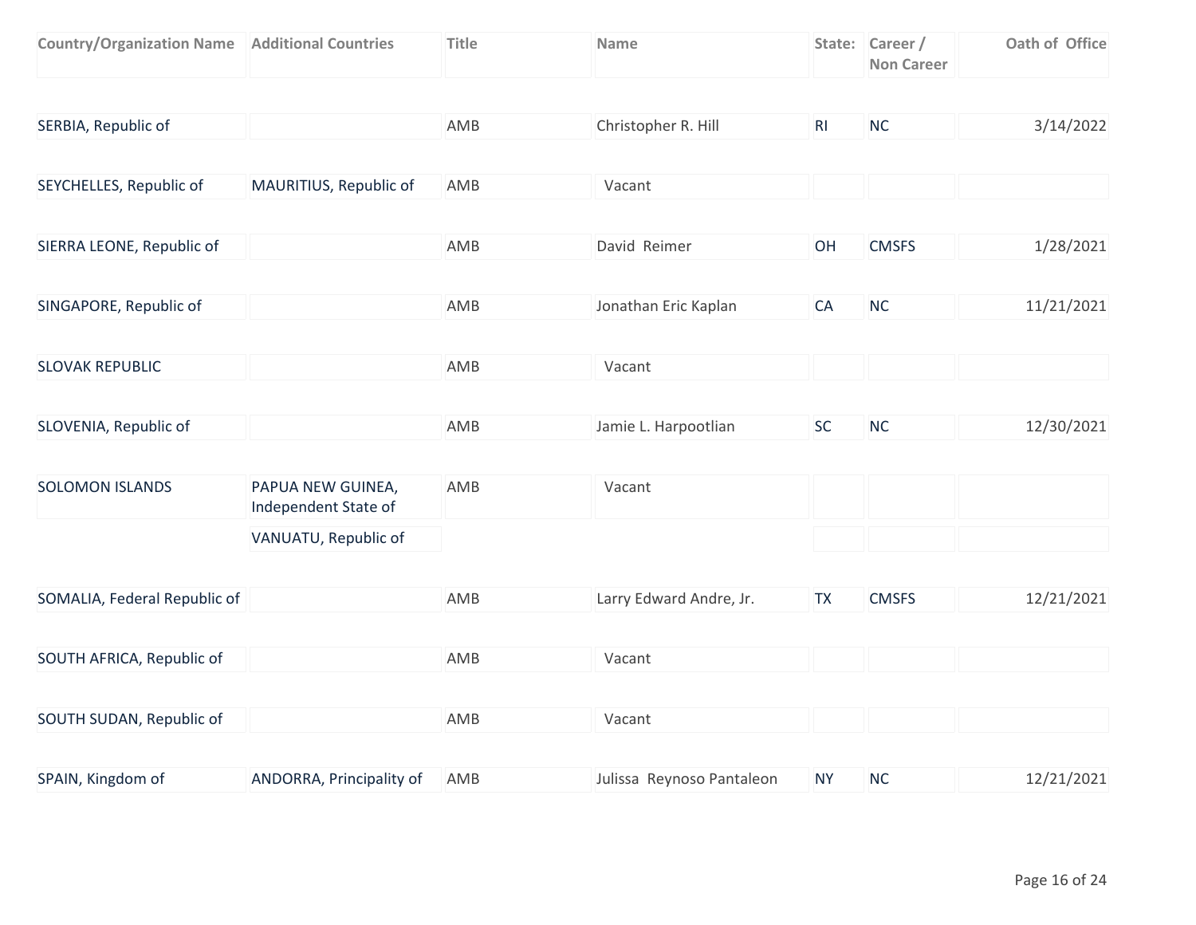| Country/Organization Name | Additional Countries | Title | Name | State: | Career / Non Career | Oath of Office |
|---|---|---|---|---|---|---|
| SERBIA, Republic of | | AMB | Christopher R. Hill | RI | NC | 3/14/2022 |
| SEYCHELLES, Republic of | MAURITIUS, Republic of | AMB | Vacant | | | |
| SIERRA LEONE, Republic of | | AMB | David Reimer | OH | CMSFS | 1/28/2021 |
| SINGAPORE, Republic of | | AMB | Jonathan Eric Kaplan | CA | NC | 11/21/2021 |
| SLOVAK REPUBLIC | | AMB | Vacant | | | |
| SLOVENIA, Republic of | | AMB | Jamie L. Harpootlian | SC | NC | 12/30/2021 |
| SOLOMON ISLANDS | PAPUA NEW GUINEA, Independent State of | AMB | Vacant | | | |
| | VANUATU, Republic of | | | | | |
| SOMALIA, Federal Republic of | | AMB | Larry Edward Andre, Jr. | TX | CMSFS | 12/21/2021 |
| SOUTH AFRICA, Republic of | | AMB | Vacant | | | |
| SOUTH SUDAN, Republic of | | AMB | Vacant | | | |
| SPAIN, Kingdom of | ANDORRA, Principality of | AMB | Julissa Reynoso Pantaleon | NY | NC | 12/21/2021 |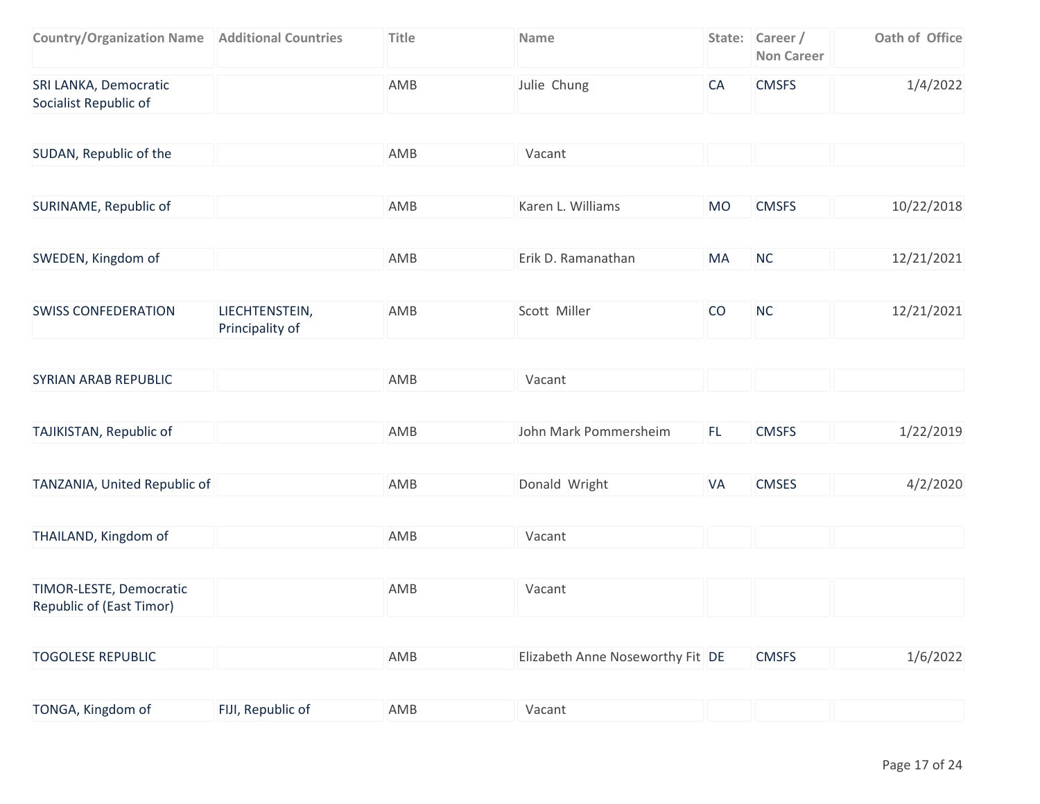| Country/Organization Name | Additional Countries | Title | Name | State: | Career / Non Career | Oath of Office |
| --- | --- | --- | --- | --- | --- | --- |
| SRI LANKA, Democratic Socialist Republic of | | AMB | Julie Chung | CA | CMSFS | 1/4/2022 |
| SUDAN, Republic of the | | AMB | Vacant | | | |
| SURINAME, Republic of | | AMB | Karen L. Williams | MO | CMSFS | 10/22/2018 |
| SWEDEN, Kingdom of | | AMB | Erik D. Ramanathan | MA | NC | 12/21/2021 |
| SWISS CONFEDERATION | LIECHTENSTEIN, Principality of | AMB | Scott Miller | CO | NC | 12/21/2021 |
| SYRIAN ARAB REPUBLIC | | AMB | Vacant | | | |
| TAJIKISTAN, Republic of | | AMB | John Mark Pommersheim | FL | CMSFS | 1/22/2019 |
| TANZANIA, United Republic of | | AMB | Donald Wright | VA | CMSES | 4/2/2020 |
| THAILAND, Kingdom of | | AMB | Vacant | | | |
| TIMOR-LESTE, Democratic Republic of (East Timor) | | AMB | Vacant | | | |
| TOGOLESE REPUBLIC | | AMB | Elizabeth Anne Noseworthy Fit | DE | CMSFS | 1/6/2022 |
| TONGA, Kingdom of | FIJI, Republic of | AMB | Vacant | | | |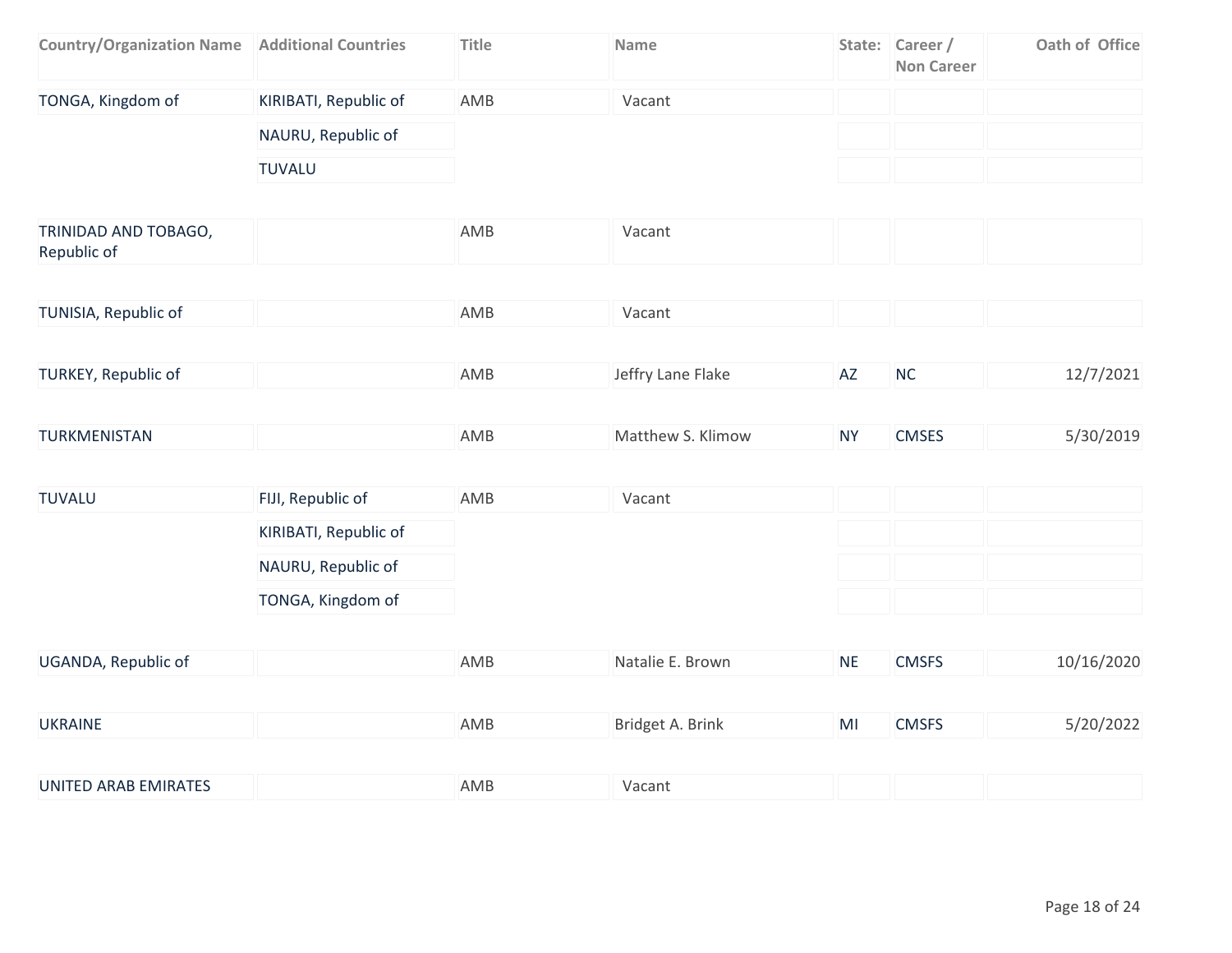| Country/Organization Name | Additional Countries | Title | Name | State: | Career / Non Career | Oath of Office |
|---|---|---|---|---|---|---|
| TONGA, Kingdom of | KIRIBATI, Republic of | AMB | Vacant | | | |
| | NAURU, Republic of | | | | | |
| | TUVALU | | | | | |
| TRINIDAD AND TOBAGO, Republic of | | AMB | Vacant | | | |
| TUNISIA, Republic of | | AMB | Vacant | | | |
| TURKEY, Republic of | | AMB | Jeffry Lane Flake | AZ | NC | 12/7/2021 |
| TURKMENISTAN | | AMB | Matthew S. Klimow | NY | CMSES | 5/30/2019 |
| TUVALU | FIJI, Republic of | AMB | Vacant | | | |
| | KIRIBATI, Republic of | | | | | |
| | NAURU, Republic of | | | | | |
| | TONGA, Kingdom of | | | | | |
| UGANDA, Republic of | | AMB | Natalie E. Brown | NE | CMSFS | 10/16/2020 |
| UKRAINE | | AMB | Bridget A. Brink | MI | CMSFS | 5/20/2022 |
| UNITED ARAB EMIRATES | | AMB | Vacant | | | |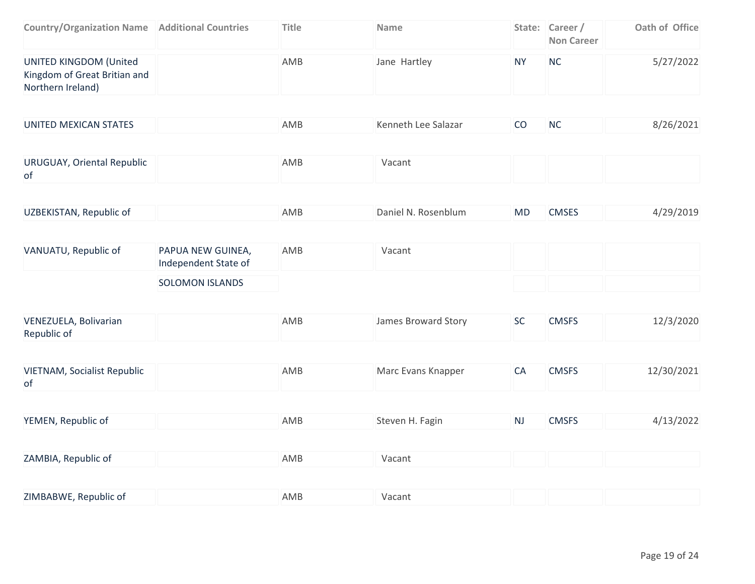| Country/Organization Name | Additional Countries | Title | Name | State: | Career / Non Career | Oath of Office |
|---|---|---|---|---|---|---|
| UNITED KINGDOM (United Kingdom of Great Britian and Northern Ireland) | | AMB | Jane Hartley | NY | NC | 5/27/2022 |
| UNITED MEXICAN STATES | | AMB | Kenneth Lee Salazar | CO | NC | 8/26/2021 |
| URUGUAY, Oriental Republic of | | AMB | Vacant | | | |
| UZBEKISTAN, Republic of | | AMB | Daniel N. Rosenblum | MD | CMSES | 4/29/2019 |
| VANUATU, Republic of | PAPUA NEW GUINEA, Independent State of | AMB | Vacant | | | |
| | SOLOMON ISLANDS | | | | | |
| VENEZUELA, Bolivarian Republic of | | AMB | James Broward Story | SC | CMSFS | 12/3/2020 |
| VIETNAM, Socialist Republic of | | AMB | Marc Evans Knapper | CA | CMSFS | 12/30/2021 |
| YEMEN, Republic of | | AMB | Steven H. Fagin | NJ | CMSFS | 4/13/2022 |
| ZAMBIA, Republic of | | AMB | Vacant | | | |
| ZIMBABWE, Republic of | | AMB | Vacant | | | |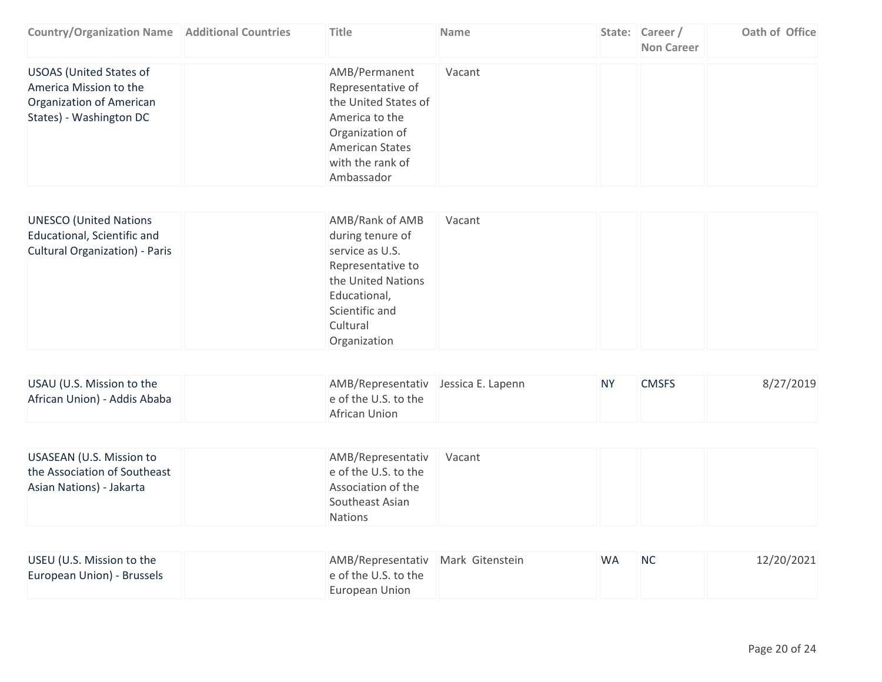| Country/Organization Name | Additional Countries | Title | Name | State: | Career / Non Career | Oath of Office |
| --- | --- | --- | --- | --- | --- | --- |
| USOAS (United States of America Mission to the Organization of American States) - Washington DC | | AMB/Permanent Representative of the United States of America to the Organization of American States with the rank of Ambassador | Vacant | | | |
| UNESCO (United Nations Educational, Scientific and Cultural Organization) - Paris | | AMB/Rank of AMB during tenure of service as U.S. Representative to the United Nations Educational, Scientific and Cultural Organization | Vacant | | | |
| USAU (U.S. Mission to the African Union) - Addis Ababa | | AMB/Representative of the U.S. to the African Union | Jessica E. Lapenn | NY | CMSFS | 8/27/2019 |
| USASEAN (U.S. Mission to the Association of Southeast Asian Nations) - Jakarta | | AMB/Representative of the U.S. to the Association of the Southeast Asian Nations | Vacant | | | |
| USEU (U.S. Mission to the European Union) - Brussels | | AMB/Representative of the U.S. to the European Union | Mark Gitenstein | WA | NC | 12/20/2021 |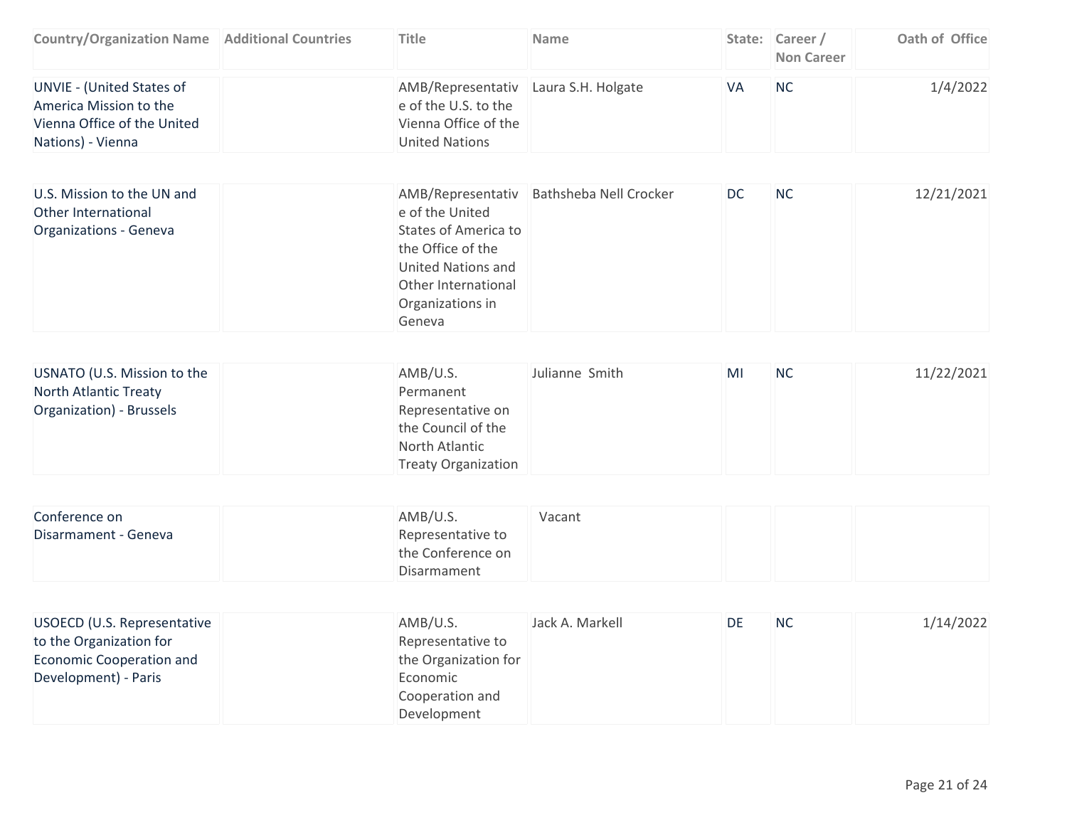| Country/Organization Name | Additional Countries | Title | Name | State: | Career / Non Career | Oath of Office |
|---|---|---|---|---|---|---|
| UNVIE - (United States of America Mission to the Vienna Office of the United Nations) - Vienna | | AMB/Representative of the U.S. to the Vienna Office of the United Nations | Laura S.H. Holgate | VA | NC | 1/4/2022 |
| U.S. Mission to the UN and Other International Organizations - Geneva | | AMB/Representative of the United States of America to the Office of the United Nations and Other International Organizations in Geneva | Bathsheba Nell Crocker | DC | NC | 12/21/2021 |
| USNATO (U.S. Mission to the North Atlantic Treaty Organization) - Brussels | | AMB/U.S. Permanent Representative on the Council of the North Atlantic Treaty Organization | Julianne Smith | MI | NC | 11/22/2021 |
| Conference on Disarmament - Geneva | | AMB/U.S. Representative to the Conference on Disarmament | Vacant | | | |
| USOECD (U.S. Representative to the Organization for Economic Cooperation and Development) - Paris | | AMB/U.S. Representative to the Organization for Economic Cooperation and Development | Jack A. Markell | DE | NC | 1/14/2022 |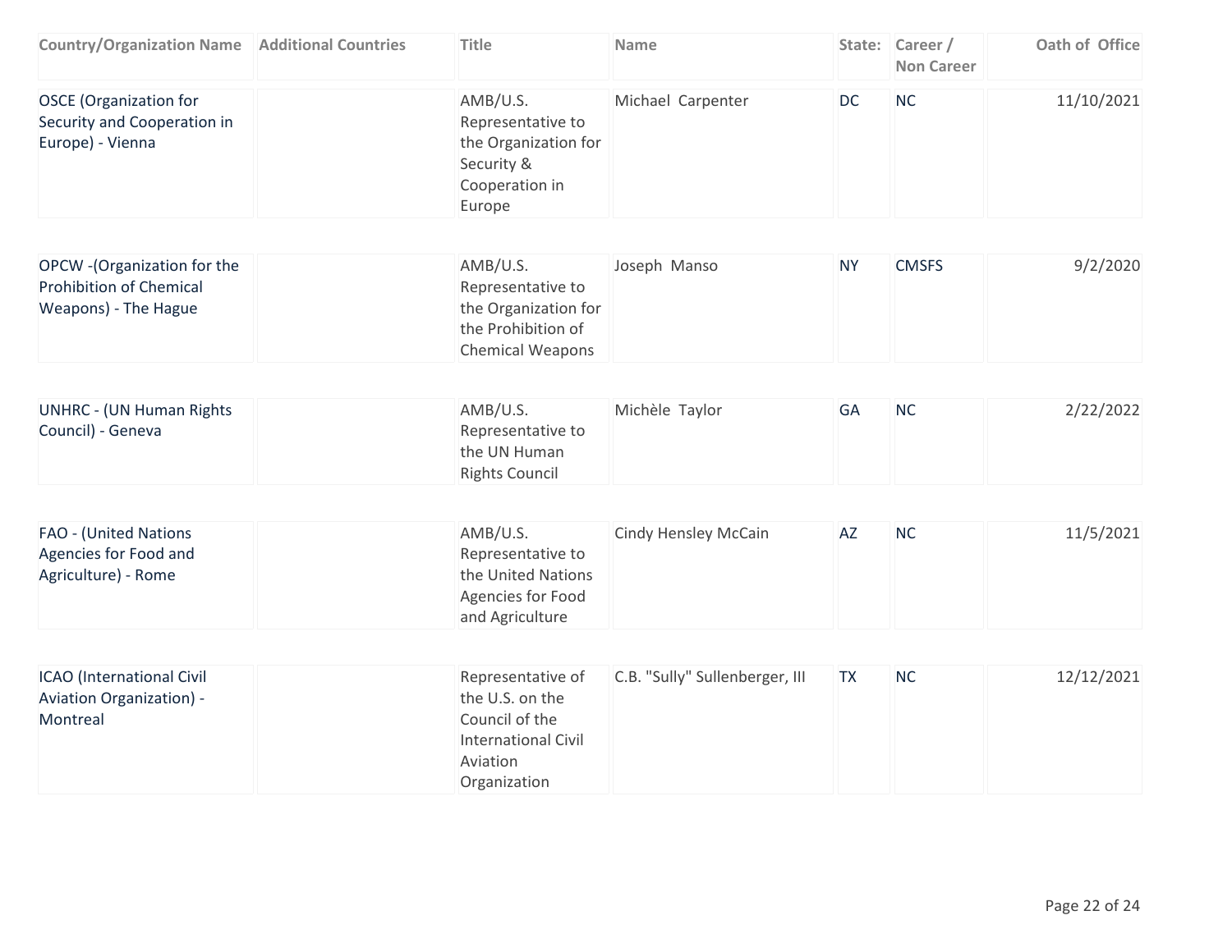| Country/Organization Name | Additional Countries | Title | Name | State: | Career / Non Career | Oath of Office |
|---|---|---|---|---|---|---|
| OSCE (Organization for Security and Cooperation in Europe) - Vienna | | AMB/U.S. Representative to the Organization for Security & Cooperation in Europe | Michael Carpenter | DC | NC | 11/10/2021 |
| OPCW -(Organization for the Prohibition of Chemical Weapons) - The Hague | | AMB/U.S. Representative to the Organization for the Prohibition of Chemical Weapons | Joseph Manso | NY | CMSFS | 9/2/2020 |
| UNHRC - (UN Human Rights Council) - Geneva | | AMB/U.S. Representative to the UN Human Rights Council | Michèle Taylor | GA | NC | 2/22/2022 |
| FAO - (United Nations Agencies for Food and Agriculture) - Rome | | AMB/U.S. Representative to the United Nations Agencies for Food and Agriculture | Cindy Hensley McCain | AZ | NC | 11/5/2021 |
| ICAO (International Civil Aviation Organization) - Montreal | | Representative of the U.S. on the Council of the International Civil Aviation Organization | C.B. "Sully" Sullenberger, III | TX | NC | 12/12/2021 |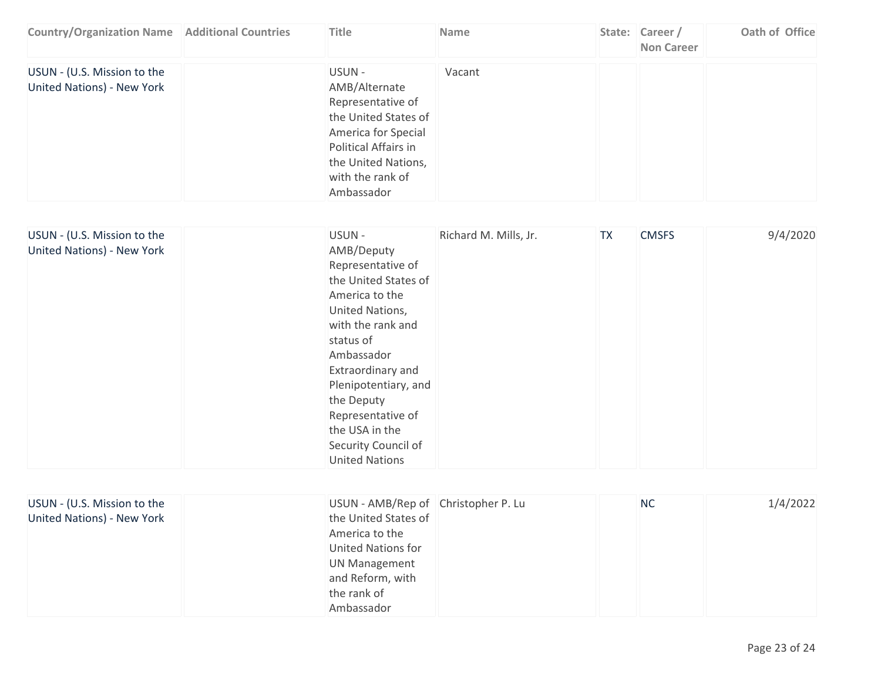| Country/Organization Name | Additional Countries | Title | Name | State: | Career / Non Career | Oath of Office |
|---|---|---|---|---|---|---|
| USUN - (U.S. Mission to the United Nations) - New York | | USUN - AMB/Alternate Representative of the United States of America for Special Political Affairs in the United Nations, with the rank of Ambassador | Vacant | | | |
| USUN - (U.S. Mission to the United Nations) - New York | | USUN - AMB/Deputy Representative of the United States of America to the United Nations, with the rank and status of Ambassador Extraordinary and Plenipotentiary, and the Deputy Representative of the USA in the Security Council of United Nations | Richard M. Mills, Jr. | TX | CMSFS | 9/4/2020 |
| USUN - (U.S. Mission to the United Nations) - New York | | USUN - AMB/Rep of the United States of America to the United Nations for UN Management and Reform, with the rank of Ambassador | Christopher P. Lu | | NC | 1/4/2022 |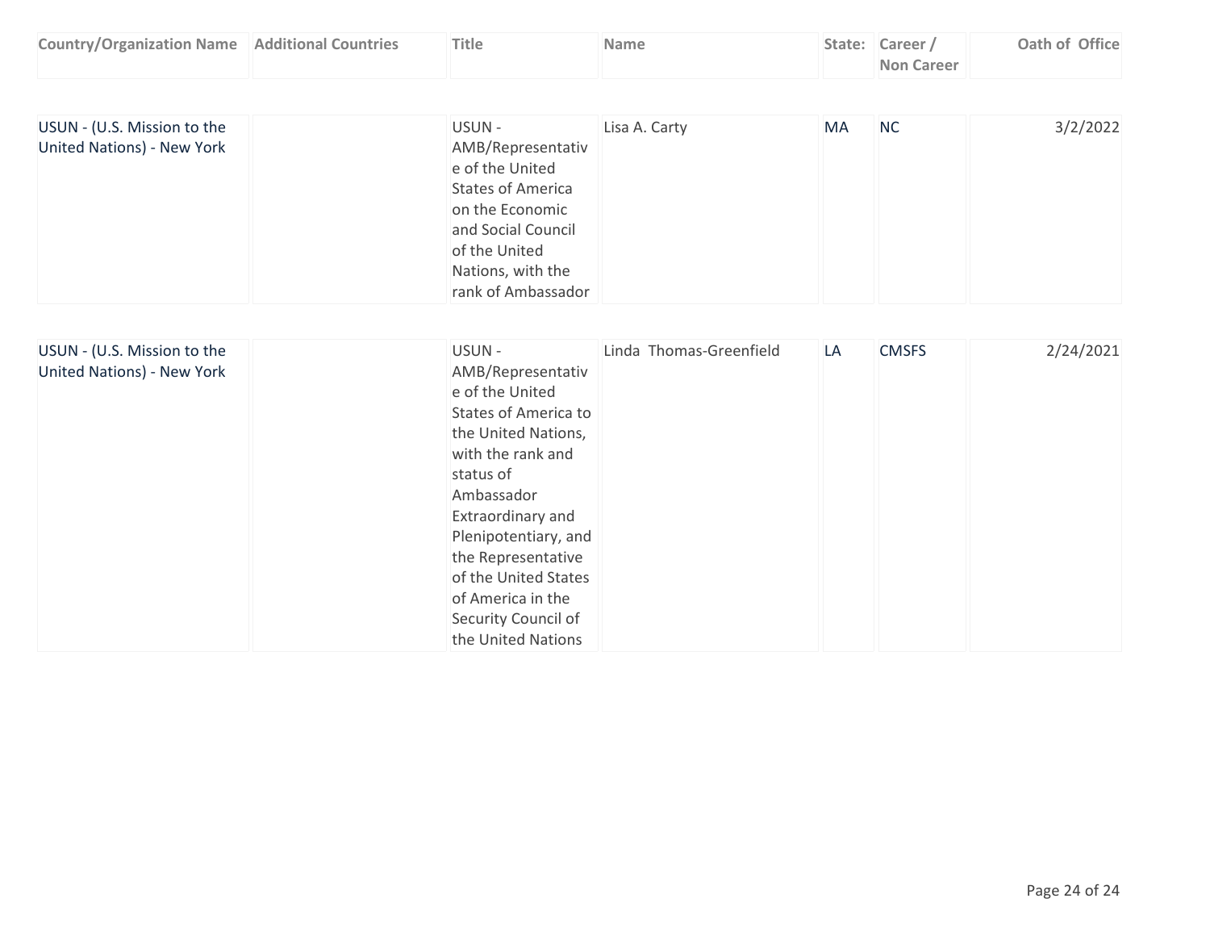| Country/Organization Name | Additional Countries | Title | Name | State: | Career / Non Career | Oath of Office |
|---|---|---|---|---|---|---|
| USUN - (U.S. Mission to the United Nations) - New York | | USUN - AMB/Representative of the United States of America on the Economic and Social Council of the United Nations, with the rank of Ambassador | Lisa A. Carty | MA | NC | 3/2/2022 |
| USUN - (U.S. Mission to the United Nations) - New York | | USUN - AMB/Representative of the United States of America to the United Nations, with the rank and status of Ambassador Extraordinary and Plenipotentiary, and the Representative of the United States of America in the Security Council of the United Nations | Linda Thomas-Greenfield | LA | CMSFS | 2/24/2021 |